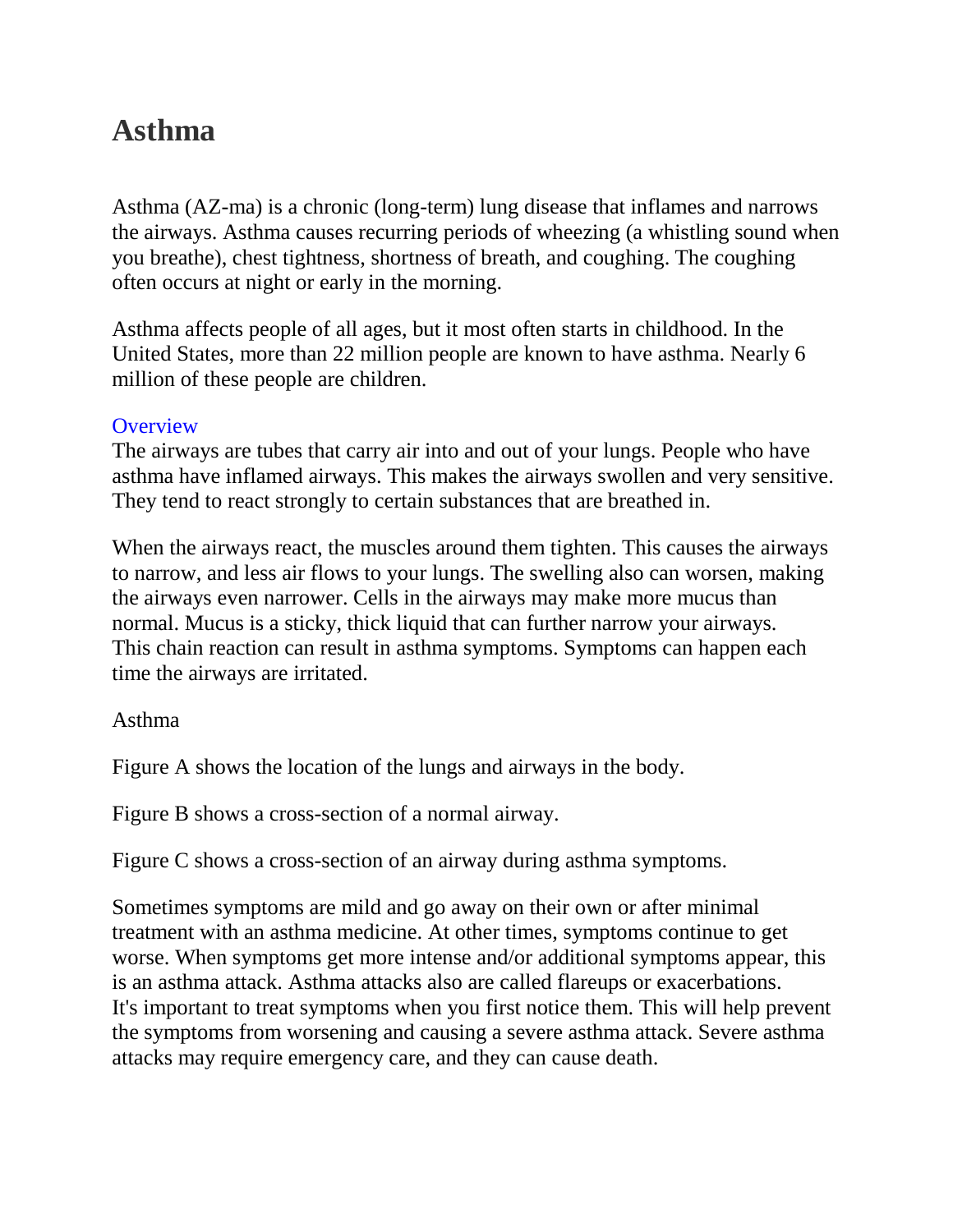# Asthma

Asthma (AZ-ma) is a chronic (long-term) lung disease that inflames and narrows the airways. Asthma causes recurring periods of wheezing (a whistling sound when you breathe), chest tightness, shortness of breath, and coughing. The coughing often occurs at night or early in the morning.

Asthma affects people of all ages, but it most often starts in childhood. In the United States, more than 22 million people are known to have asthma. Nearly 6 million of these people are children.

## Overview

The airways are tubes that carry air into and out of your lungs. People who have asthma have inflamed airways. This makes the airways swollen and very sensitive. They tend to react strongly to certain substances that are breathed in.

When the airways react, the muscles around them tighten. This causes the airways to narrow, and less air flows to your lungs. The swelling also can worsen, making the airways even narrower. Cells in the airways may make more mucus than normal. Mucus is a sticky, thick liquid that can further narrow your airways. This chain reaction can result in asthma symptoms. Symptoms can happen each time the airways are irritated.

Asthma

Figure A shows the location of the lungs and airways in the body.

Figure B shows a cross-section of a normal airway.

Figure C shows a cross-section of an airway during asthma symptoms.

Sometimes symptoms are mild and go away on their own or after minimal treatment with an asthma medicine. At other times, symptoms continue to get worse. When symptoms get more intense and/or additional symptoms appear, this is an asthma attack. Asthma attacks also are called flareups or exacerbations. It's important to treat symptoms when you first notice them. This will help prevent the symptoms from worsening and causing a severe asthma attack. Severe asthma attacks may require emergency care, and they can cause death.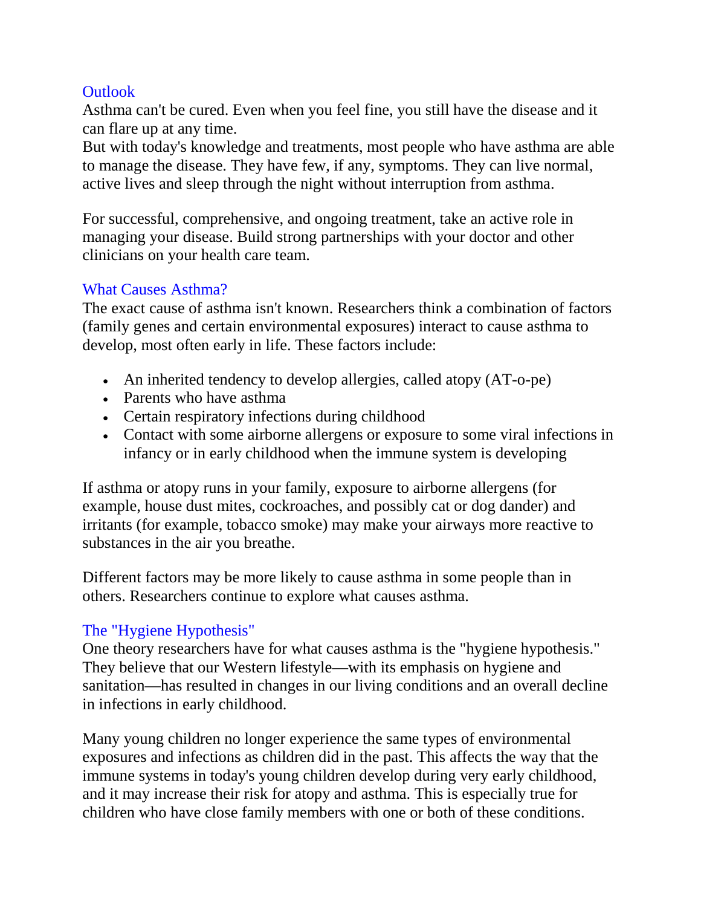## Outlook

Asthma can't be cured. Even when you feel fine, you still have the disease and it can flare up at any time.

But with today's knowledge and treatments, most people who have asthma are able to manage the disease. They have few, if any, symptoms. They can live normal, active lives and sleep through the night without interruption from asthma.

For successful, comprehensive, and ongoing treatment, take an active role in managing your disease. Build strong partnerships with your doctor and other clinicians on your health care team.

## What Causes Asthma?

The exact cause of asthma isn't known. Researchers think a combination of factors (family genes and certain environmental exposures) interact to cause asthma to develop, most often early in life. These factors include:

- An inherited tendency to develop allergies, called atopy (AT-o-pe)
- Parents who have asthma
- Certain respiratory infections during childhood
- Contact with some airborne allergens or exposure to some viral infections in infancy or in early childhood when the immune system is developing

If asthma or atopy runs in your family, exposure to airborne allergens (for example, house dust mites, cockroaches, and possibly cat or dog dander) and irritants (for example, tobacco smoke) may make your airways more reactive to substances in the air you breathe.

Different factors may be more likely to cause asthma in some people than in others. Researchers continue to explore what causes asthma.

## The "Hygiene Hypothesis"

One theory researchers have for what causes asthma is the "hygiene hypothesis." They believe that our Western lifestyle—with its emphasis on hygiene and sanitation—has resulted in changes in our living conditions and an overall decline in infections in early childhood.

Many young children no longer experience the same types of environmental exposures and infections as children did in the past. This affects the way that the immune systems in today's young children develop during very early childhood, and it may increase their risk for atopy and asthma. This is especially true for children who have close family members with one or both of these conditions.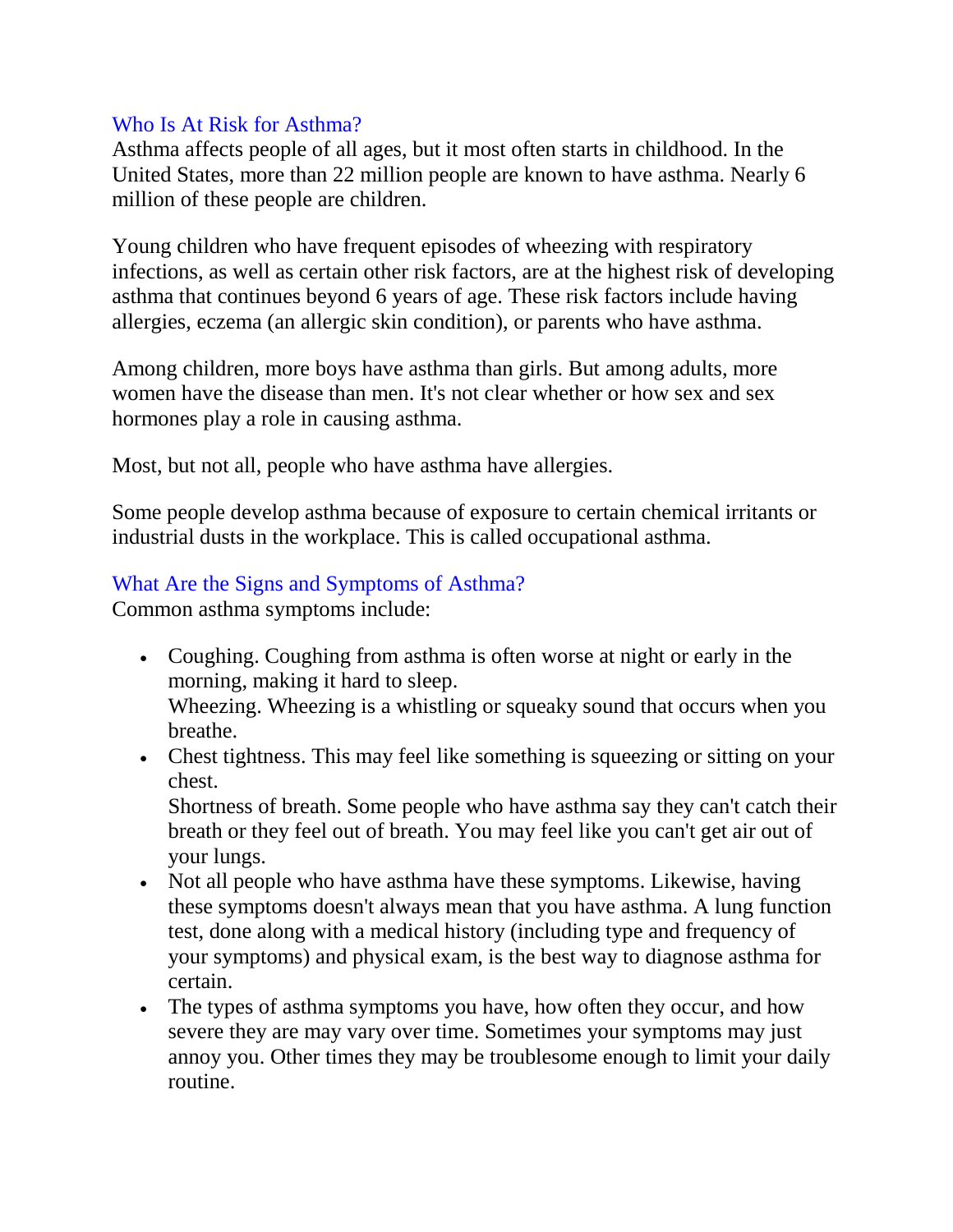## Who Is At Risk for Asthma?

Asthma affects people of all ages, but it most often starts in childhood. In the United States, more than 22 million people are known to have asthma. Nearly 6 million of these people are children.

Young children who have frequent episodes of wheezing with respiratory infections, as well as certain other risk factors, are at the highest risk of developing asthma that continues beyond 6 years of age. These risk factors include having allergies, eczema (an allergic skin condition), or parents who have asthma.

Among children, more boys have asthma than girls. But among adults, more women have the disease than men. It's not clear whether or how sex and sex hormones play a role in causing asthma.

Most, but not all, people who have asthma have allergies.

Some people develop asthma because of exposure to certain chemical irritants or industrial dusts in the workplace. This is called occupational asthma.

## What Are the Signs and Symptoms of Asthma?

Common asthma symptoms include:

- Coughing. Coughing from asthma is often worse at night or early in the morning, making it hard to sleep.
  Wheezing. Wheezing is a whistling or squeaky sound that occurs when you breathe.
- Chest tightness. This may feel like something is squeezing or sitting on your chest.
  Shortness of breath. Some people who have asthma say they can't catch their breath or they feel out of breath. You may feel like you can't get air out of your lungs.
- Not all people who have asthma have these symptoms. Likewise, having these symptoms doesn't always mean that you have asthma. A lung function test, done along with a medical history (including type and frequency of your symptoms) and physical exam, is the best way to diagnose asthma for certain.
- The types of asthma symptoms you have, how often they occur, and how severe they are may vary over time. Sometimes your symptoms may just annoy you. Other times they may be troublesome enough to limit your daily routine.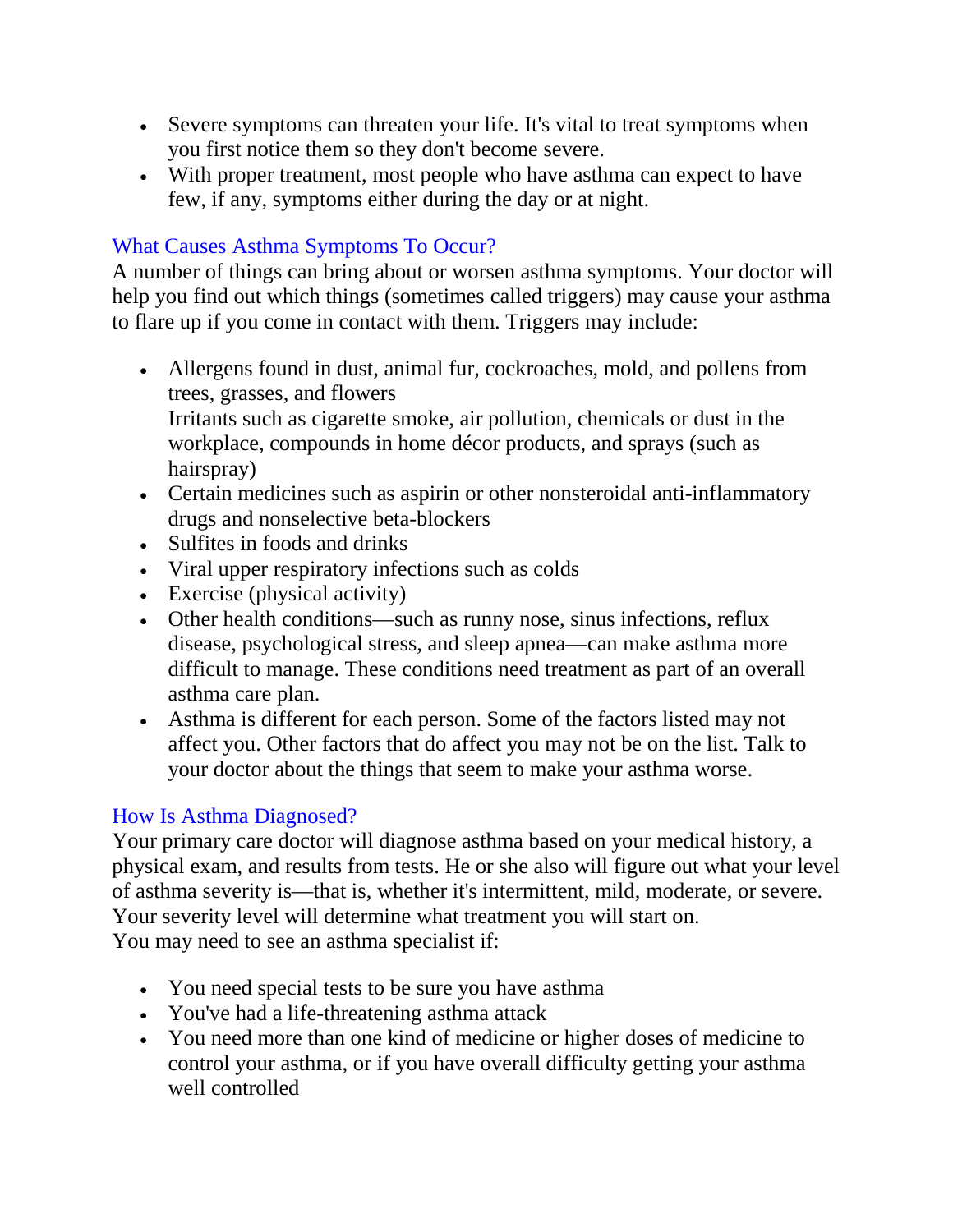- Severe symptoms can threaten your life. It's vital to treat symptoms when you first notice them so they don't become severe.
- With proper treatment, most people who have asthma can expect to have few, if any, symptoms either during the day or at night.

## What Causes Asthma Symptoms To Occur?

A number of things can bring about or worsen asthma symptoms. Your doctor will help you find out which things (sometimes called triggers) may cause your asthma to flare up if you come in contact with them. Triggers may include:

- Allergens found in dust, animal fur, cockroaches, mold, and pollens from trees, grasses, and flowers
  Irritants such as cigarette smoke, air pollution, chemicals or dust in the workplace, compounds in home décor products, and sprays (such as hairspray)
- Certain medicines such as aspirin or other nonsteroidal anti-inflammatory drugs and nonselective beta-blockers
- Sulfites in foods and drinks
- Viral upper respiratory infections such as colds
- Exercise (physical activity)
- Other health conditions—such as runny nose, sinus infections, reflux disease, psychological stress, and sleep apnea—can make asthma more difficult to manage. These conditions need treatment as part of an overall asthma care plan.
- Asthma is different for each person. Some of the factors listed may not affect you. Other factors that do affect you may not be on the list. Talk to your doctor about the things that seem to make your asthma worse.

## How Is Asthma Diagnosed?

Your primary care doctor will diagnose asthma based on your medical history, a physical exam, and results from tests. He or she also will figure out what your level of asthma severity is—that is, whether it's intermittent, mild, moderate, or severe. Your severity level will determine what treatment you will start on.
You may need to see an asthma specialist if:

- You need special tests to be sure you have asthma
- You've had a life-threatening asthma attack
- You need more than one kind of medicine or higher doses of medicine to control your asthma, or if you have overall difficulty getting your asthma well controlled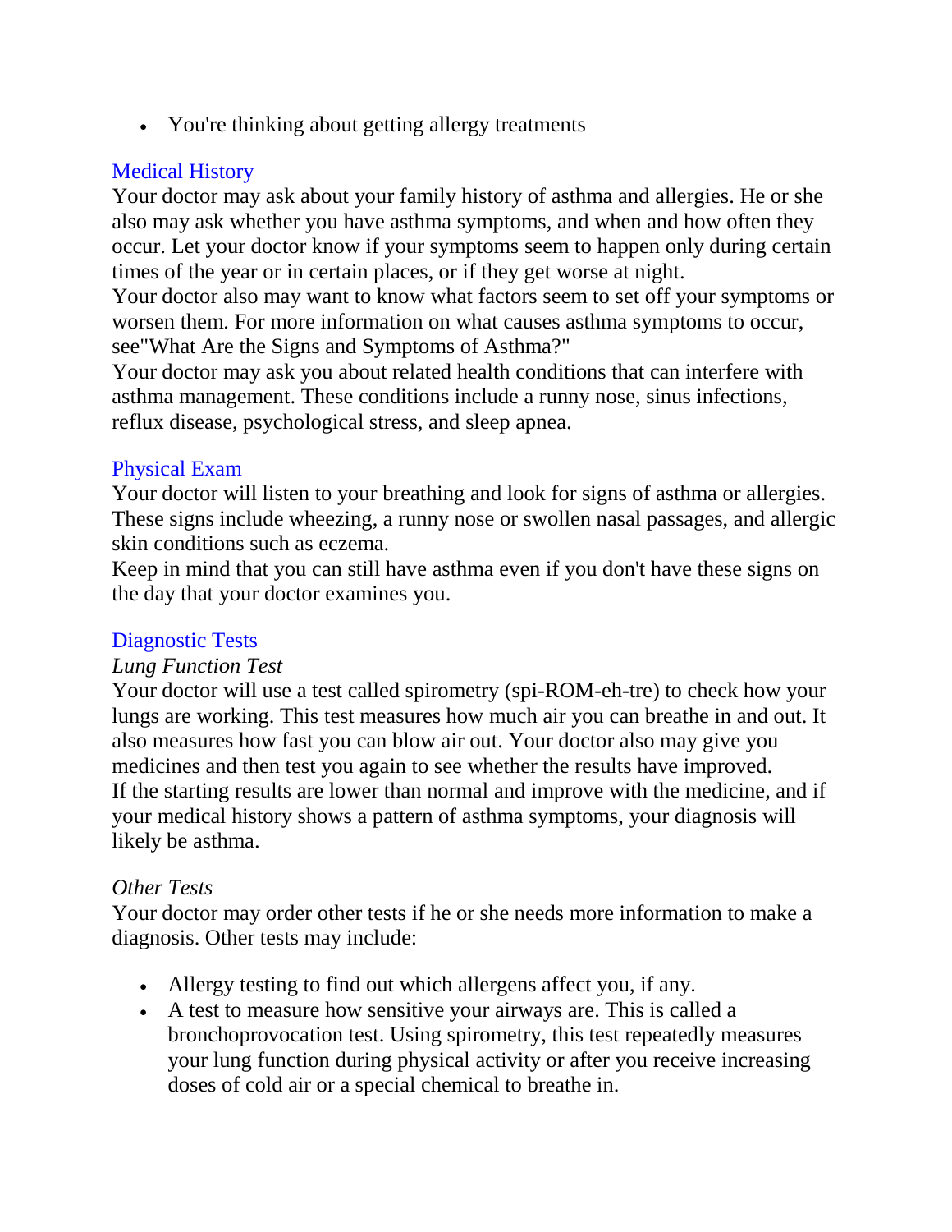- You're thinking about getting allergy treatments

## Medical History

Your doctor may ask about your family history of asthma and allergies. He or she also may ask whether you have asthma symptoms, and when and how often they occur. Let your doctor know if your symptoms seem to happen only during certain times of the year or in certain places, or if they get worse at night.

Your doctor also may want to know what factors seem to set off your symptoms or worsen them. For more information on what causes asthma symptoms to occur, see"What Are the Signs and Symptoms of Asthma?"

Your doctor may ask you about related health conditions that can interfere with asthma management. These conditions include a runny nose, sinus infections, reflux disease, psychological stress, and sleep apnea.

## Physical Exam

Your doctor will listen to your breathing and look for signs of asthma or allergies. These signs include wheezing, a runny nose or swollen nasal passages, and allergic skin conditions such as eczema.

Keep in mind that you can still have asthma even if you don't have these signs on the day that your doctor examines you.

## Diagnostic Tests

*Lung Function Test*

Your doctor will use a test called spirometry (spi-ROM-eh-tre) to check how your lungs are working. This test measures how much air you can breathe in and out. It also measures how fast you can blow air out. Your doctor also may give you medicines and then test you again to see whether the results have improved.

If the starting results are lower than normal and improve with the medicine, and if your medical history shows a pattern of asthma symptoms, your diagnosis will likely be asthma.

*Other Tests*

Your doctor may order other tests if he or she needs more information to make a diagnosis. Other tests may include:

- Allergy testing to find out which allergens affect you, if any.
- A test to measure how sensitive your airways are. This is called a bronchoprovocation test. Using spirometry, this test repeatedly measures your lung function during physical activity or after you receive increasing doses of cold air or a special chemical to breathe in.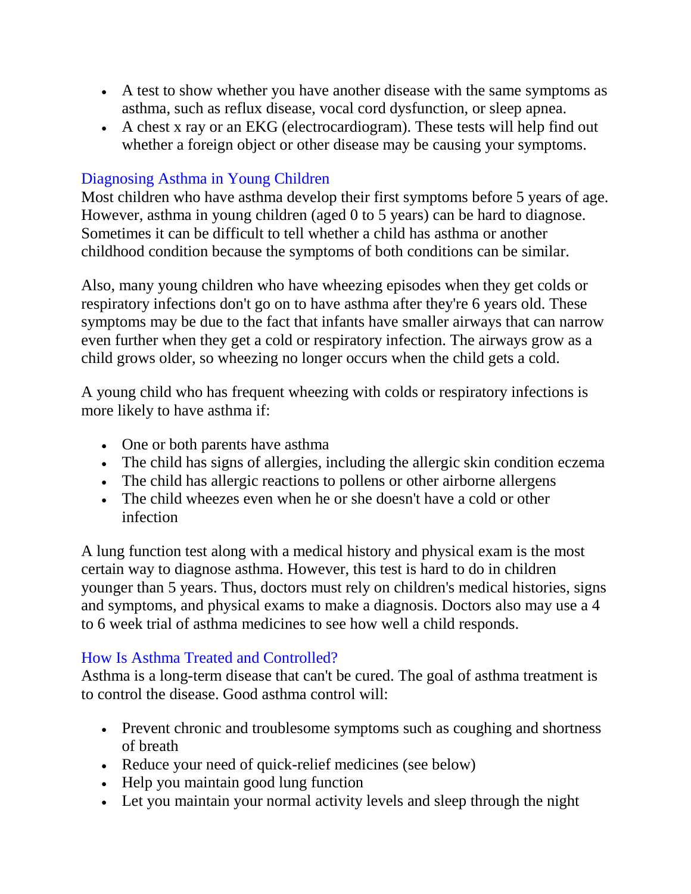- A test to show whether you have another disease with the same symptoms as asthma, such as reflux disease, vocal cord dysfunction, or sleep apnea.
- A chest x ray or an EKG (electrocardiogram). These tests will help find out whether a foreign object or other disease may be causing your symptoms.

## Diagnosing Asthma in Young Children

Most children who have asthma develop their first symptoms before 5 years of age. However, asthma in young children (aged 0 to 5 years) can be hard to diagnose. Sometimes it can be difficult to tell whether a child has asthma or another childhood condition because the symptoms of both conditions can be similar.

Also, many young children who have wheezing episodes when they get colds or respiratory infections don't go on to have asthma after they're 6 years old. These symptoms may be due to the fact that infants have smaller airways that can narrow even further when they get a cold or respiratory infection. The airways grow as a child grows older, so wheezing no longer occurs when the child gets a cold.

A young child who has frequent wheezing with colds or respiratory infections is more likely to have asthma if:

- One or both parents have asthma
- The child has signs of allergies, including the allergic skin condition eczema
- The child has allergic reactions to pollens or other airborne allergens
- The child wheezes even when he or she doesn't have a cold or other infection

A lung function test along with a medical history and physical exam is the most certain way to diagnose asthma. However, this test is hard to do in children younger than 5 years. Thus, doctors must rely on children's medical histories, signs and symptoms, and physical exams to make a diagnosis. Doctors also may use a 4 to 6 week trial of asthma medicines to see how well a child responds.

## How Is Asthma Treated and Controlled?

Asthma is a long-term disease that can't be cured. The goal of asthma treatment is to control the disease. Good asthma control will:

- Prevent chronic and troublesome symptoms such as coughing and shortness of breath
- Reduce your need of quick-relief medicines (see below)
- Help you maintain good lung function
- Let you maintain your normal activity levels and sleep through the night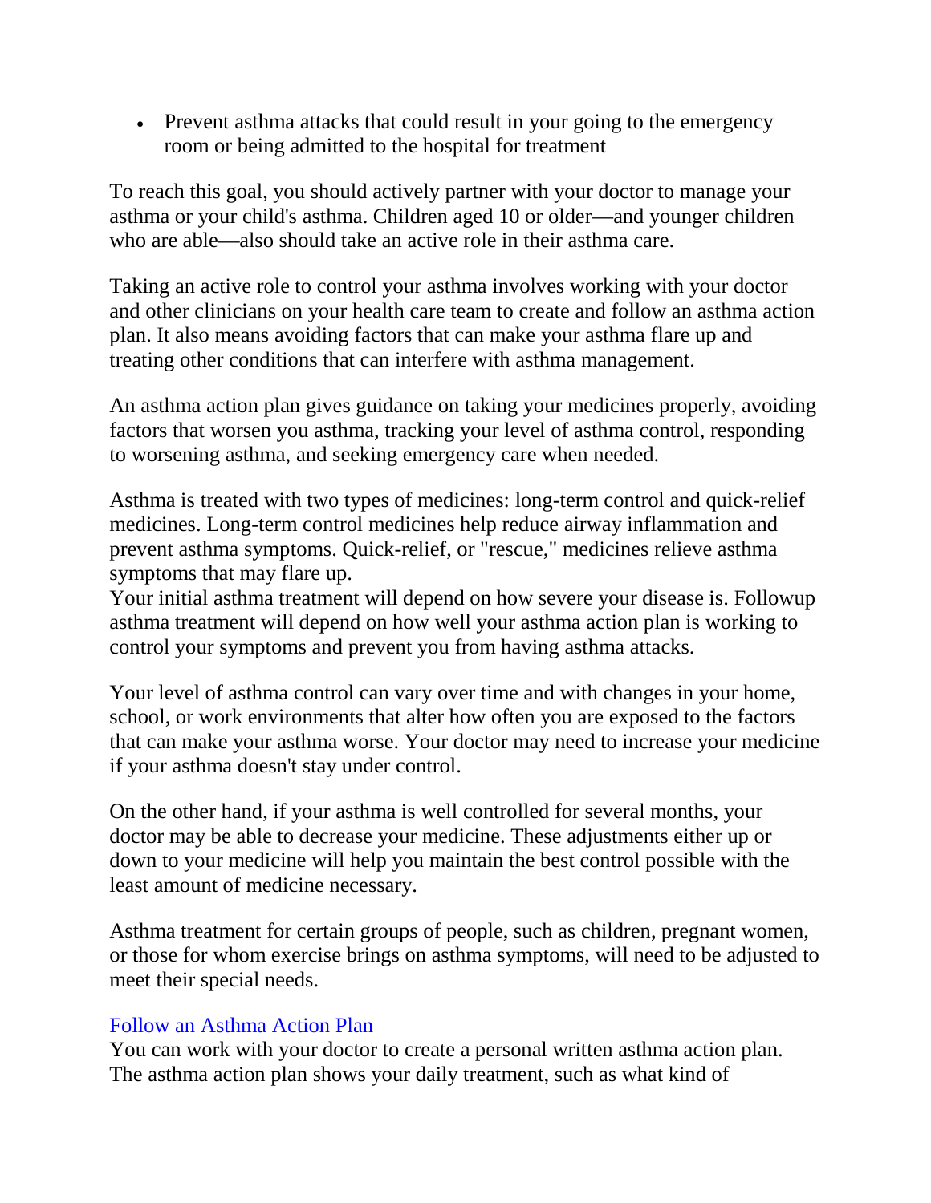- Prevent asthma attacks that could result in your going to the emergency room or being admitted to the hospital for treatment

To reach this goal, you should actively partner with your doctor to manage your asthma or your child's asthma. Children aged 10 or older—and younger children who are able—also should take an active role in their asthma care.

Taking an active role to control your asthma involves working with your doctor and other clinicians on your health care team to create and follow an asthma action plan. It also means avoiding factors that can make your asthma flare up and treating other conditions that can interfere with asthma management.

An asthma action plan gives guidance on taking your medicines properly, avoiding factors that worsen you asthma, tracking your level of asthma control, responding to worsening asthma, and seeking emergency care when needed.

Asthma is treated with two types of medicines: long-term control and quick-relief medicines. Long-term control medicines help reduce airway inflammation and prevent asthma symptoms. Quick-relief, or "rescue," medicines relieve asthma symptoms that may flare up.
Your initial asthma treatment will depend on how severe your disease is. Followup asthma treatment will depend on how well your asthma action plan is working to control your symptoms and prevent you from having asthma attacks.

Your level of asthma control can vary over time and with changes in your home, school, or work environments that alter how often you are exposed to the factors that can make your asthma worse. Your doctor may need to increase your medicine if your asthma doesn't stay under control.

On the other hand, if your asthma is well controlled for several months, your doctor may be able to decrease your medicine. These adjustments either up or down to your medicine will help you maintain the best control possible with the least amount of medicine necessary.

Asthma treatment for certain groups of people, such as children, pregnant women, or those for whom exercise brings on asthma symptoms, will need to be adjusted to meet their special needs.

## Follow an Asthma Action Plan

You can work with your doctor to create a personal written asthma action plan. The asthma action plan shows your daily treatment, such as what kind of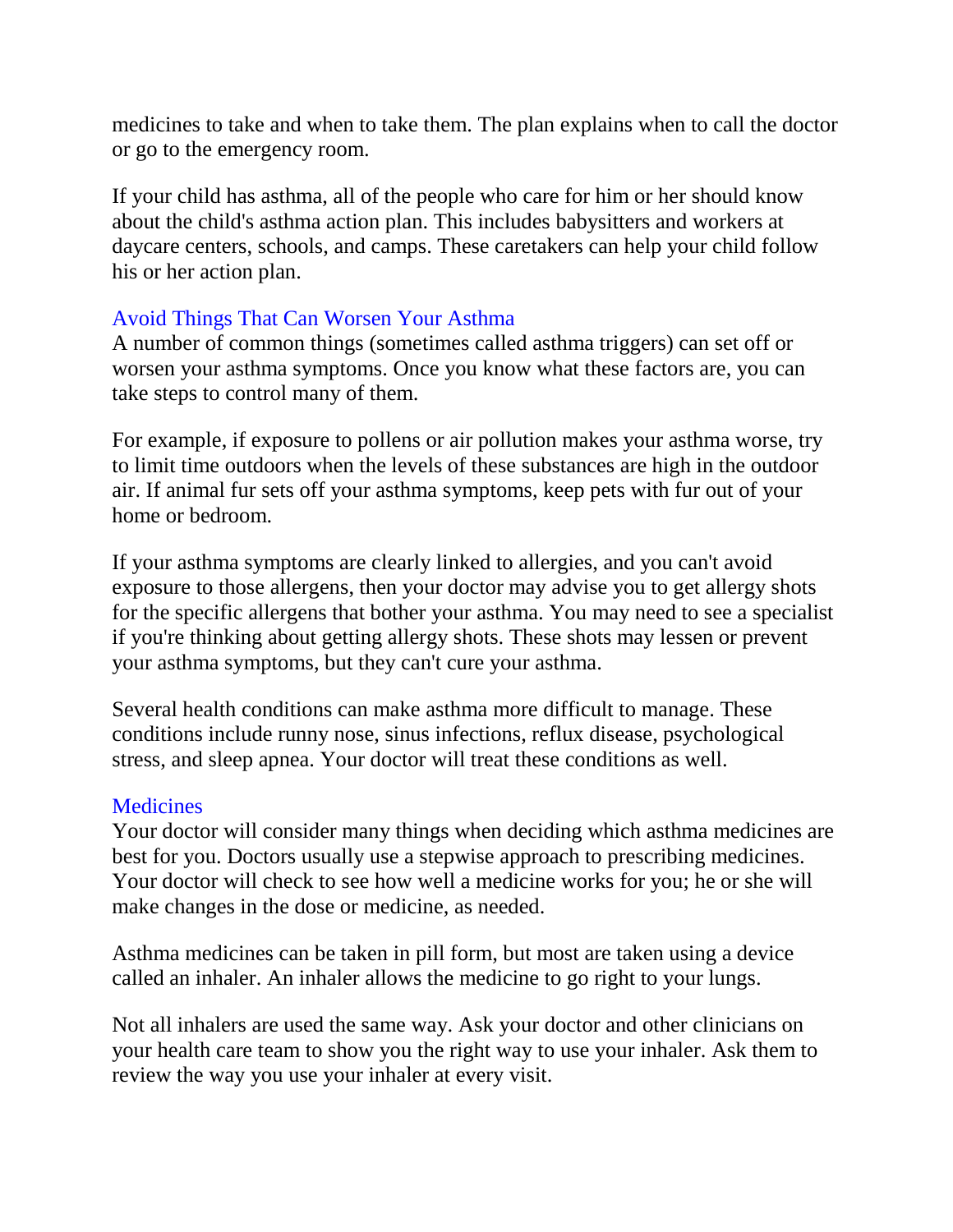medicines to take and when to take them. The plan explains when to call the doctor or go to the emergency room.

If your child has asthma, all of the people who care for him or her should know about the child's asthma action plan. This includes babysitters and workers at daycare centers, schools, and camps. These caretakers can help your child follow his or her action plan.

### Avoid Things That Can Worsen Your Asthma

A number of common things (sometimes called asthma triggers) can set off or worsen your asthma symptoms. Once you know what these factors are, you can take steps to control many of them.

For example, if exposure to pollens or air pollution makes your asthma worse, try to limit time outdoors when the levels of these substances are high in the outdoor air. If animal fur sets off your asthma symptoms, keep pets with fur out of your home or bedroom.

If your asthma symptoms are clearly linked to allergies, and you can't avoid exposure to those allergens, then your doctor may advise you to get allergy shots for the specific allergens that bother your asthma. You may need to see a specialist if you're thinking about getting allergy shots. These shots may lessen or prevent your asthma symptoms, but they can't cure your asthma.

Several health conditions can make asthma more difficult to manage. These conditions include runny nose, sinus infections, reflux disease, psychological stress, and sleep apnea. Your doctor will treat these conditions as well.

### Medicines

Your doctor will consider many things when deciding which asthma medicines are best for you. Doctors usually use a stepwise approach to prescribing medicines. Your doctor will check to see how well a medicine works for you; he or she will make changes in the dose or medicine, as needed.

Asthma medicines can be taken in pill form, but most are taken using a device called an inhaler. An inhaler allows the medicine to go right to your lungs.

Not all inhalers are used the same way. Ask your doctor and other clinicians on your health care team to show you the right way to use your inhaler. Ask them to review the way you use your inhaler at every visit.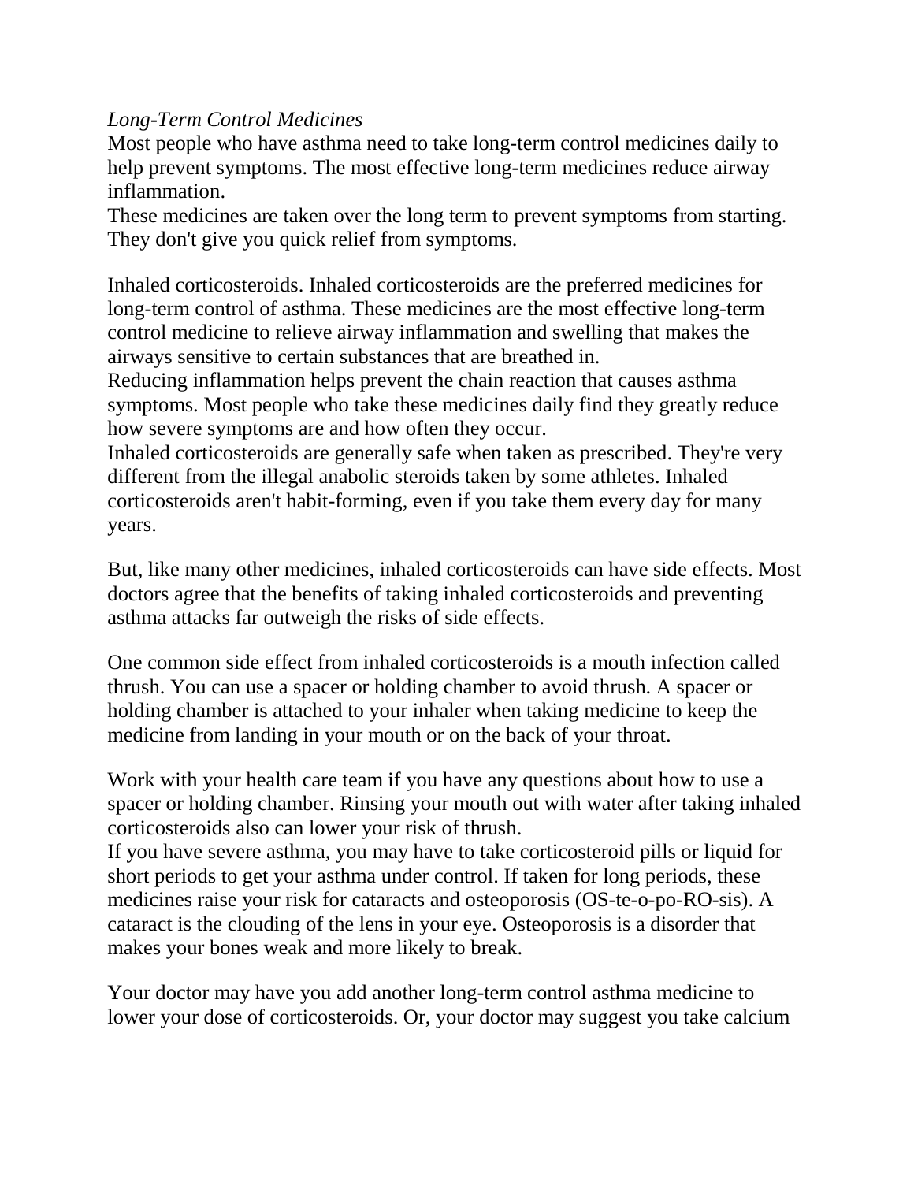*Long-Term Control Medicines*

Most people who have asthma need to take long-term control medicines daily to help prevent symptoms. The most effective long-term medicines reduce airway inflammation.

These medicines are taken over the long term to prevent symptoms from starting. They don't give you quick relief from symptoms.

Inhaled corticosteroids. Inhaled corticosteroids are the preferred medicines for long-term control of asthma. These medicines are the most effective long-term control medicine to relieve airway inflammation and swelling that makes the airways sensitive to certain substances that are breathed in.

Reducing inflammation helps prevent the chain reaction that causes asthma symptoms. Most people who take these medicines daily find they greatly reduce how severe symptoms are and how often they occur.

Inhaled corticosteroids are generally safe when taken as prescribed. They're very different from the illegal anabolic steroids taken by some athletes. Inhaled corticosteroids aren't habit-forming, even if you take them every day for many years.

But, like many other medicines, inhaled corticosteroids can have side effects. Most doctors agree that the benefits of taking inhaled corticosteroids and preventing asthma attacks far outweigh the risks of side effects.

One common side effect from inhaled corticosteroids is a mouth infection called thrush. You can use a spacer or holding chamber to avoid thrush. A spacer or holding chamber is attached to your inhaler when taking medicine to keep the medicine from landing in your mouth or on the back of your throat.

Work with your health care team if you have any questions about how to use a spacer or holding chamber. Rinsing your mouth out with water after taking inhaled corticosteroids also can lower your risk of thrush.

If you have severe asthma, you may have to take corticosteroid pills or liquid for short periods to get your asthma under control. If taken for long periods, these medicines raise your risk for cataracts and osteoporosis (OS-te-o-po-RO-sis). A cataract is the clouding of the lens in your eye. Osteoporosis is a disorder that makes your bones weak and more likely to break.

Your doctor may have you add another long-term control asthma medicine to lower your dose of corticosteroids. Or, your doctor may suggest you take calcium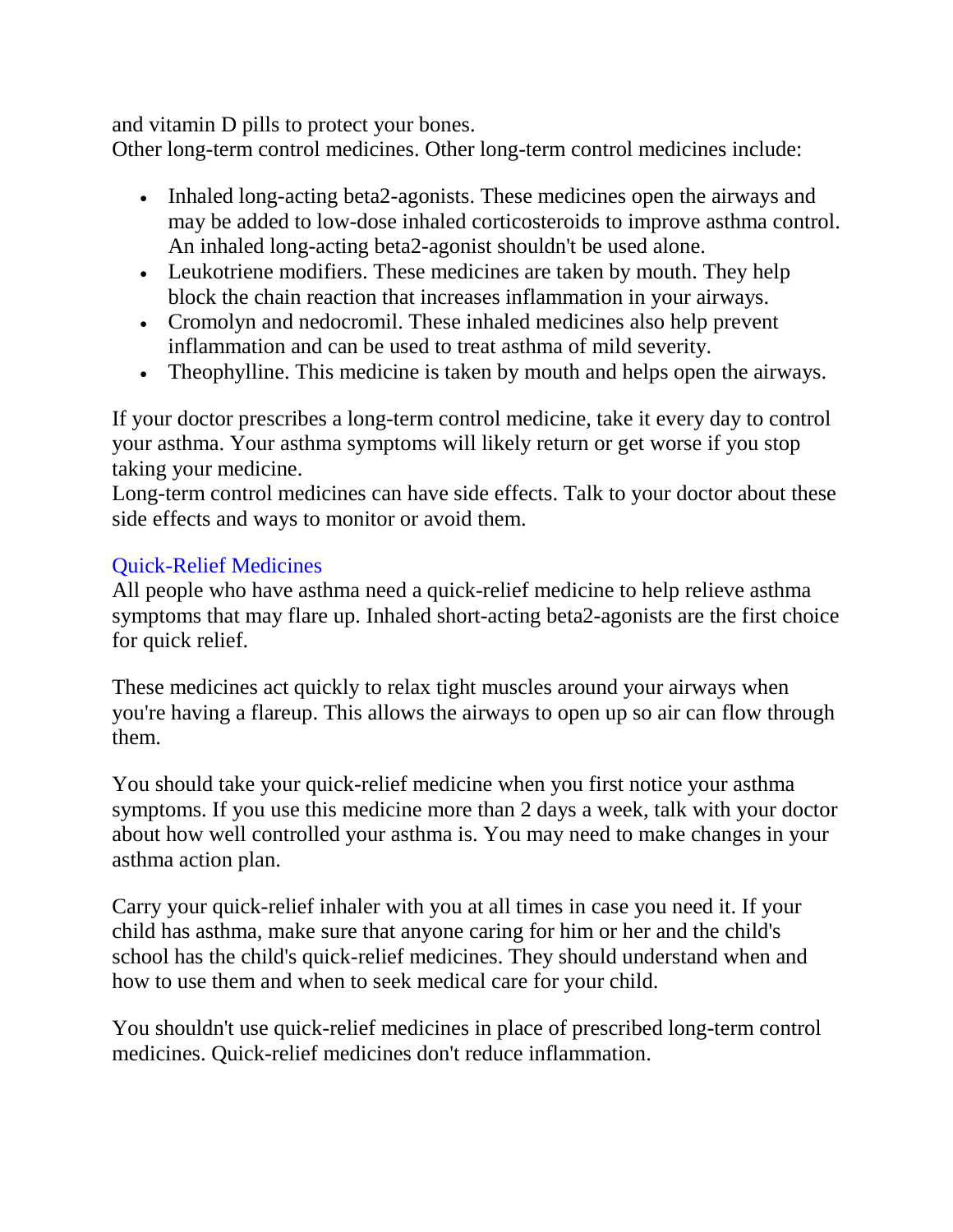and vitamin D pills to protect your bones.
Other long-term control medicines. Other long-term control medicines include:

- Inhaled long-acting beta2-agonists. These medicines open the airways and may be added to low-dose inhaled corticosteroids to improve asthma control. An inhaled long-acting beta2-agonist shouldn't be used alone.
- Leukotriene modifiers. These medicines are taken by mouth. They help block the chain reaction that increases inflammation in your airways.
- Cromolyn and nedocromil. These inhaled medicines also help prevent inflammation and can be used to treat asthma of mild severity.
- Theophylline. This medicine is taken by mouth and helps open the airways.

If your doctor prescribes a long-term control medicine, take it every day to control your asthma. Your asthma symptoms will likely return or get worse if you stop taking your medicine.
Long-term control medicines can have side effects. Talk to your doctor about these side effects and ways to monitor or avoid them.

## Quick-Relief Medicines

All people who have asthma need a quick-relief medicine to help relieve asthma symptoms that may flare up. Inhaled short-acting beta2-agonists are the first choice for quick relief.

These medicines act quickly to relax tight muscles around your airways when you're having a flareup. This allows the airways to open up so air can flow through them.

You should take your quick-relief medicine when you first notice your asthma symptoms. If you use this medicine more than 2 days a week, talk with your doctor about how well controlled your asthma is. You may need to make changes in your asthma action plan.

Carry your quick-relief inhaler with you at all times in case you need it. If your child has asthma, make sure that anyone caring for him or her and the child's school has the child's quick-relief medicines. They should understand when and how to use them and when to seek medical care for your child.

You shouldn't use quick-relief medicines in place of prescribed long-term control medicines. Quick-relief medicines don't reduce inflammation.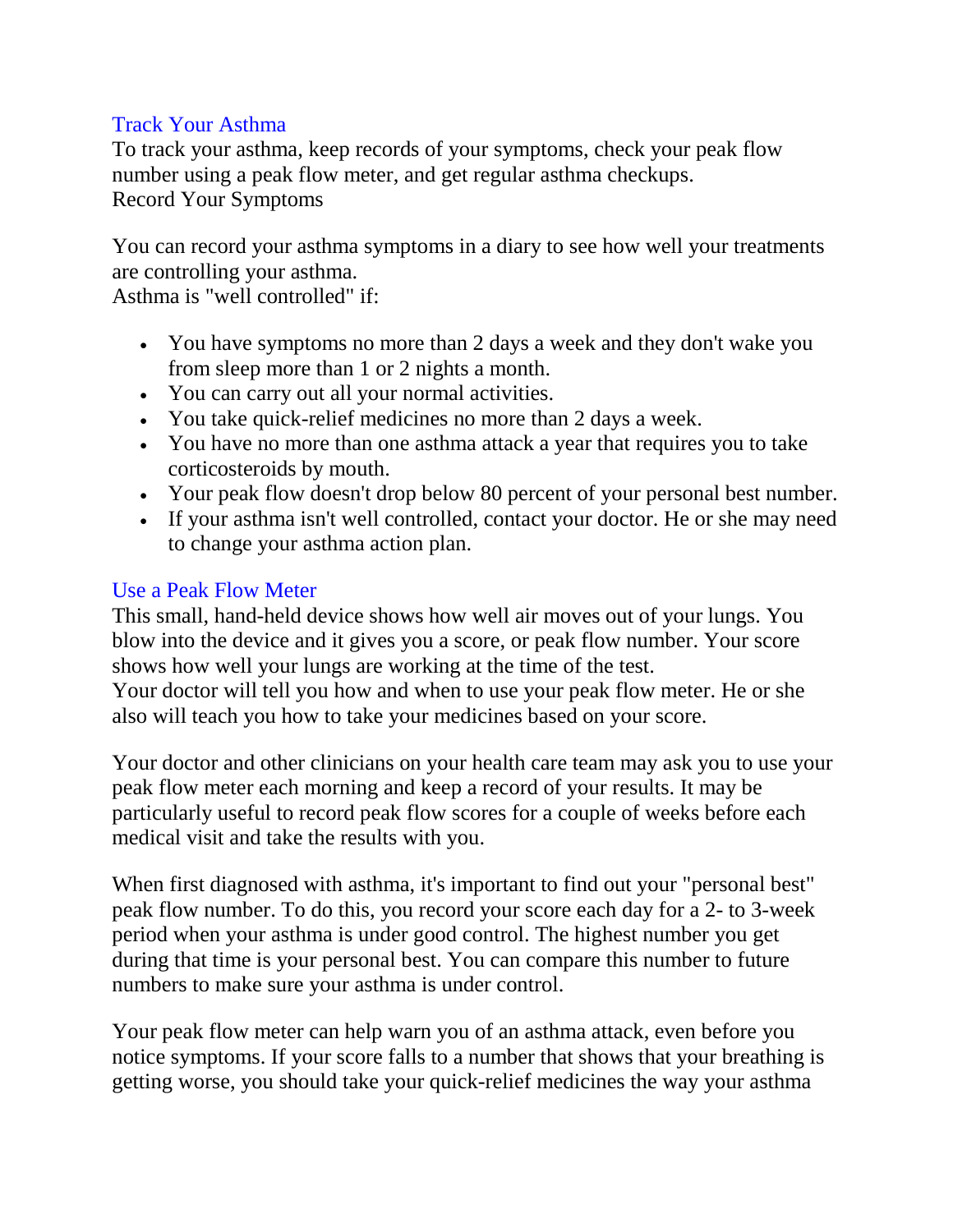## Track Your Asthma

To track your asthma, keep records of your symptoms, check your peak flow number using a peak flow meter, and get regular asthma checkups.

Record Your Symptoms

You can record your asthma symptoms in a diary to see how well your treatments are controlling your asthma.

Asthma is "well controlled" if:

- You have symptoms no more than 2 days a week and they don't wake you from sleep more than 1 or 2 nights a month.
- You can carry out all your normal activities.
- You take quick-relief medicines no more than 2 days a week.
- You have no more than one asthma attack a year that requires you to take corticosteroids by mouth.
- Your peak flow doesn't drop below 80 percent of your personal best number.
- If your asthma isn't well controlled, contact your doctor. He or she may need to change your asthma action plan.

## Use a Peak Flow Meter

This small, hand-held device shows how well air moves out of your lungs. You blow into the device and it gives you a score, or peak flow number. Your score shows how well your lungs are working at the time of the test.

Your doctor will tell you how and when to use your peak flow meter. He or she also will teach you how to take your medicines based on your score.

Your doctor and other clinicians on your health care team may ask you to use your peak flow meter each morning and keep a record of your results. It may be particularly useful to record peak flow scores for a couple of weeks before each medical visit and take the results with you.

When first diagnosed with asthma, it's important to find out your "personal best" peak flow number. To do this, you record your score each day for a 2- to 3-week period when your asthma is under good control. The highest number you get during that time is your personal best. You can compare this number to future numbers to make sure your asthma is under control.

Your peak flow meter can help warn you of an asthma attack, even before you notice symptoms. If your score falls to a number that shows that your breathing is getting worse, you should take your quick-relief medicines the way your asthma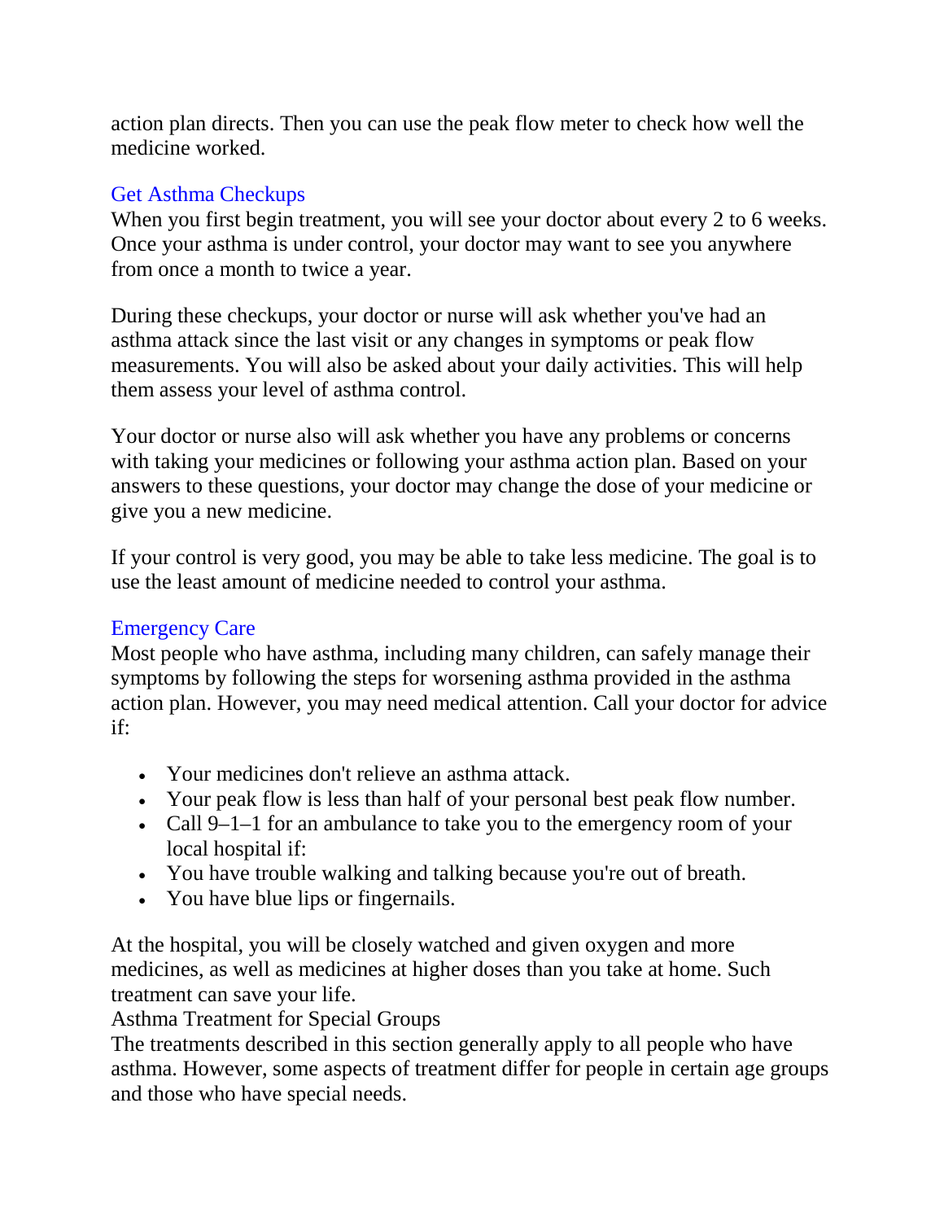action plan directs. Then you can use the peak flow meter to check how well the medicine worked.

## Get Asthma Checkups

When you first begin treatment, you will see your doctor about every 2 to 6 weeks. Once your asthma is under control, your doctor may want to see you anywhere from once a month to twice a year.

During these checkups, your doctor or nurse will ask whether you've had an asthma attack since the last visit or any changes in symptoms or peak flow measurements. You will also be asked about your daily activities. This will help them assess your level of asthma control.

Your doctor or nurse also will ask whether you have any problems or concerns with taking your medicines or following your asthma action plan. Based on your answers to these questions, your doctor may change the dose of your medicine or give you a new medicine.

If your control is very good, you may be able to take less medicine. The goal is to use the least amount of medicine needed to control your asthma.

## Emergency Care

Most people who have asthma, including many children, can safely manage their symptoms by following the steps for worsening asthma provided in the asthma action plan. However, you may need medical attention. Call your doctor for advice if:

- Your medicines don't relieve an asthma attack.
- Your peak flow is less than half of your personal best peak flow number.
- Call 9–1–1 for an ambulance to take you to the emergency room of your local hospital if:
- You have trouble walking and talking because you're out of breath.
- You have blue lips or fingernails.

At the hospital, you will be closely watched and given oxygen and more medicines, as well as medicines at higher doses than you take at home. Such treatment can save your life.

Asthma Treatment for Special Groups

The treatments described in this section generally apply to all people who have asthma. However, some aspects of treatment differ for people in certain age groups and those who have special needs.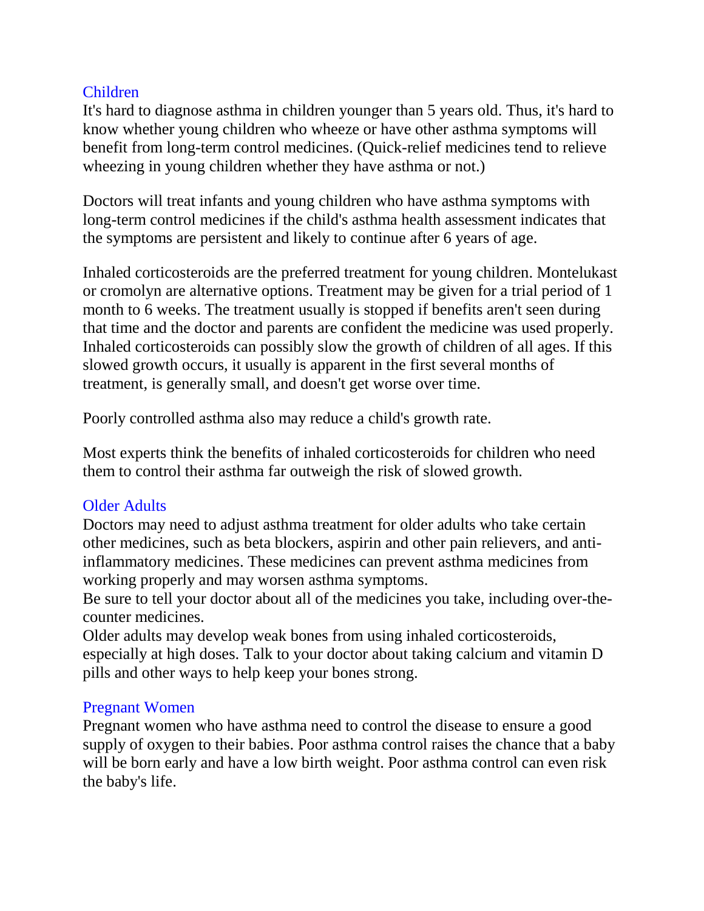### Children

It's hard to diagnose asthma in children younger than 5 years old. Thus, it's hard to know whether young children who wheeze or have other asthma symptoms will benefit from long-term control medicines. (Quick-relief medicines tend to relieve wheezing in young children whether they have asthma or not.)

Doctors will treat infants and young children who have asthma symptoms with long-term control medicines if the child's asthma health assessment indicates that the symptoms are persistent and likely to continue after 6 years of age.

Inhaled corticosteroids are the preferred treatment for young children. Montelukast or cromolyn are alternative options. Treatment may be given for a trial period of 1 month to 6 weeks. The treatment usually is stopped if benefits aren't seen during that time and the doctor and parents are confident the medicine was used properly. Inhaled corticosteroids can possibly slow the growth of children of all ages. If this slowed growth occurs, it usually is apparent in the first several months of treatment, is generally small, and doesn't get worse over time.

Poorly controlled asthma also may reduce a child's growth rate.

Most experts think the benefits of inhaled corticosteroids for children who need them to control their asthma far outweigh the risk of slowed growth.

### Older Adults

Doctors may need to adjust asthma treatment for older adults who take certain other medicines, such as beta blockers, aspirin and other pain relievers, and anti-inflammatory medicines. These medicines can prevent asthma medicines from working properly and may worsen asthma symptoms.

Be sure to tell your doctor about all of the medicines you take, including over-the-counter medicines.

Older adults may develop weak bones from using inhaled corticosteroids, especially at high doses. Talk to your doctor about taking calcium and vitamin D pills and other ways to help keep your bones strong.

### Pregnant Women

Pregnant women who have asthma need to control the disease to ensure a good supply of oxygen to their babies. Poor asthma control raises the chance that a baby will be born early and have a low birth weight. Poor asthma control can even risk the baby's life.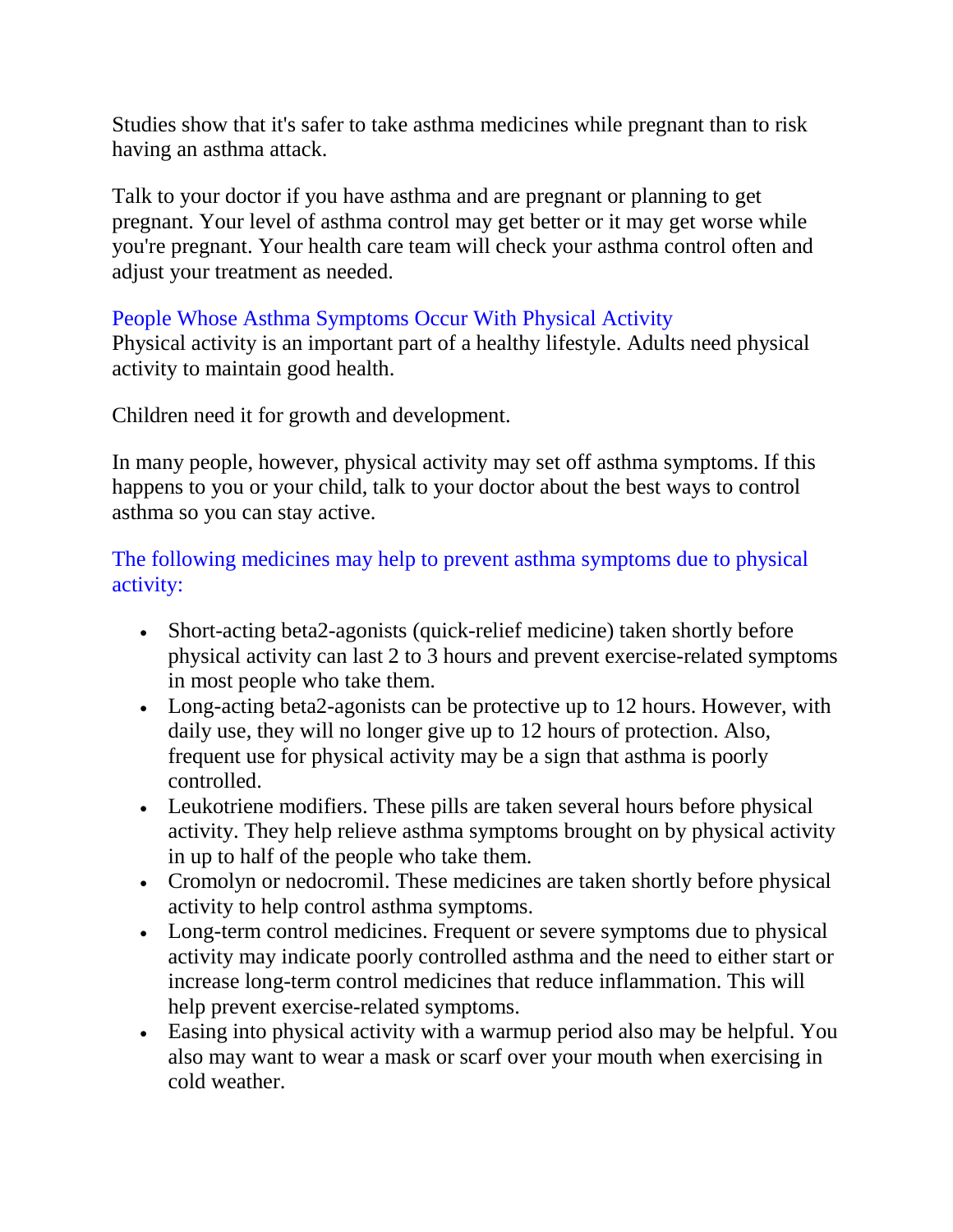Studies show that it's safer to take asthma medicines while pregnant than to risk having an asthma attack.

Talk to your doctor if you have asthma and are pregnant or planning to get pregnant. Your level of asthma control may get better or it may get worse while you're pregnant. Your health care team will check your asthma control often and adjust your treatment as needed.

### People Whose Asthma Symptoms Occur With Physical Activity

Physical activity is an important part of a healthy lifestyle. Adults need physical activity to maintain good health.

Children need it for growth and development.

In many people, however, physical activity may set off asthma symptoms. If this happens to you or your child, talk to your doctor about the best ways to control asthma so you can stay active.

### The following medicines may help to prevent asthma symptoms due to physical activity:

- Short-acting beta2-agonists (quick-relief medicine) taken shortly before physical activity can last 2 to 3 hours and prevent exercise-related symptoms in most people who take them.
- Long-acting beta2-agonists can be protective up to 12 hours. However, with daily use, they will no longer give up to 12 hours of protection. Also, frequent use for physical activity may be a sign that asthma is poorly controlled.
- Leukotriene modifiers. These pills are taken several hours before physical activity. They help relieve asthma symptoms brought on by physical activity in up to half of the people who take them.
- Cromolyn or nedocromil. These medicines are taken shortly before physical activity to help control asthma symptoms.
- Long-term control medicines. Frequent or severe symptoms due to physical activity may indicate poorly controlled asthma and the need to either start or increase long-term control medicines that reduce inflammation. This will help prevent exercise-related symptoms.
- Easing into physical activity with a warmup period also may be helpful. You also may want to wear a mask or scarf over your mouth when exercising in cold weather.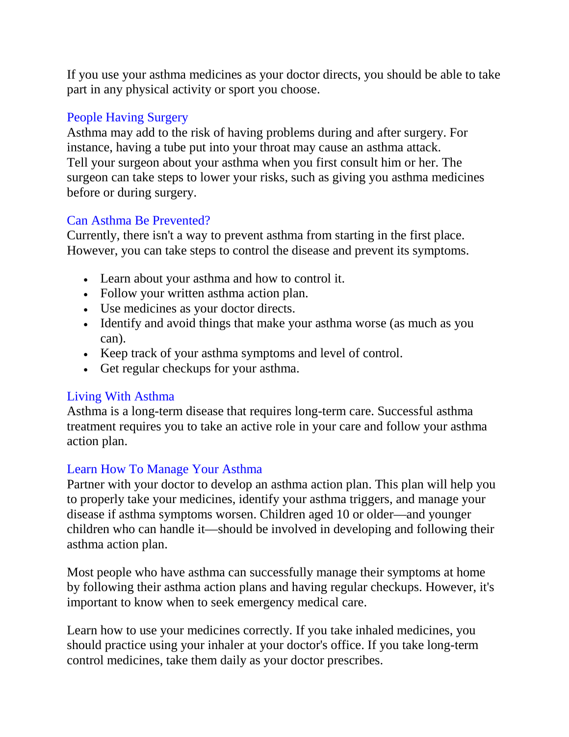If you use your asthma medicines as your doctor directs, you should be able to take part in any physical activity or sport you choose.

### People Having Surgery

Asthma may add to the risk of having problems during and after surgery. For instance, having a tube put into your throat may cause an asthma attack. Tell your surgeon about your asthma when you first consult him or her. The surgeon can take steps to lower your risks, such as giving you asthma medicines before or during surgery.

## Can Asthma Be Prevented?

Currently, there isn't a way to prevent asthma from starting in the first place. However, you can take steps to control the disease and prevent its symptoms.

- Learn about your asthma and how to control it.
- Follow your written asthma action plan.
- Use medicines as your doctor directs.
- Identify and avoid things that make your asthma worse (as much as you can).
- Keep track of your asthma symptoms and level of control.
- Get regular checkups for your asthma.

## Living With Asthma

Asthma is a long-term disease that requires long-term care. Successful asthma treatment requires you to take an active role in your care and follow your asthma action plan.

### Learn How To Manage Your Asthma

Partner with your doctor to develop an asthma action plan. This plan will help you to properly take your medicines, identify your asthma triggers, and manage your disease if asthma symptoms worsen. Children aged 10 or older—and younger children who can handle it—should be involved in developing and following their asthma action plan.

Most people who have asthma can successfully manage their symptoms at home by following their asthma action plans and having regular checkups. However, it's important to know when to seek emergency medical care.

Learn how to use your medicines correctly. If you take inhaled medicines, you should practice using your inhaler at your doctor's office. If you take long-term control medicines, take them daily as your doctor prescribes.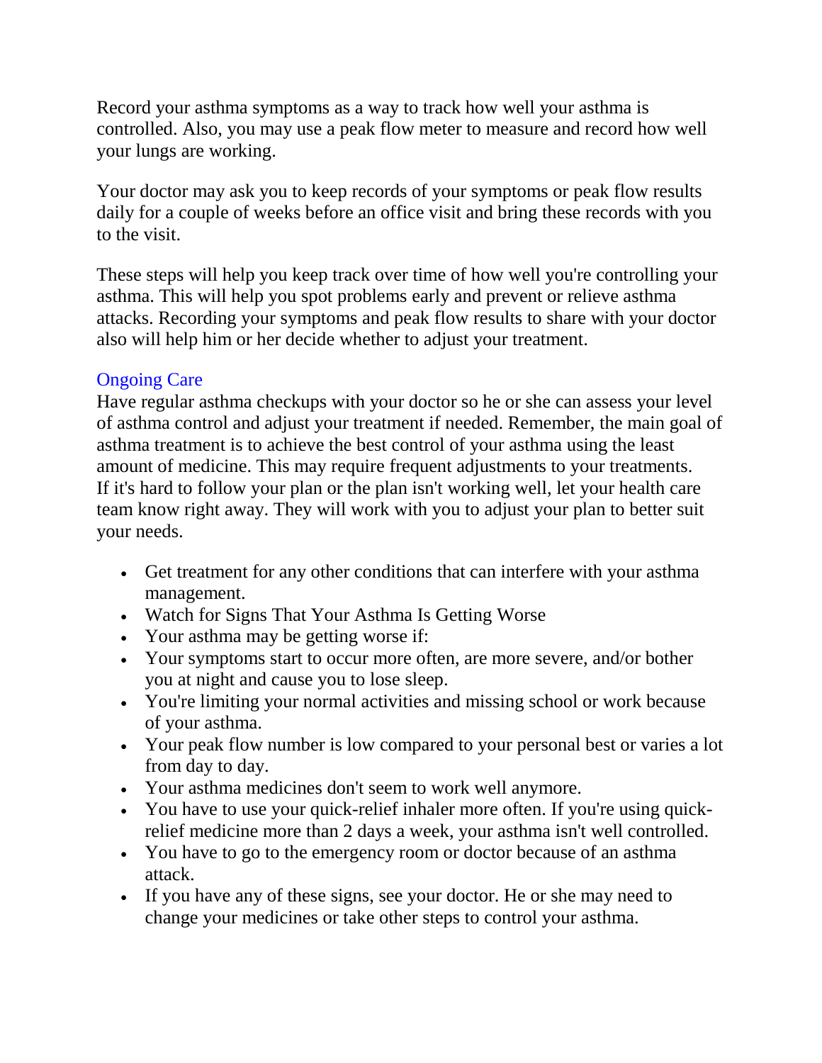Record your asthma symptoms as a way to track how well your asthma is controlled. Also, you may use a peak flow meter to measure and record how well your lungs are working.

Your doctor may ask you to keep records of your symptoms or peak flow results daily for a couple of weeks before an office visit and bring these records with you to the visit.

These steps will help you keep track over time of how well you're controlling your asthma. This will help you spot problems early and prevent or relieve asthma attacks. Recording your symptoms and peak flow results to share with your doctor also will help him or her decide whether to adjust your treatment.

## Ongoing Care

Have regular asthma checkups with your doctor so he or she can assess your level of asthma control and adjust your treatment if needed. Remember, the main goal of asthma treatment is to achieve the best control of your asthma using the least amount of medicine. This may require frequent adjustments to your treatments. If it's hard to follow your plan or the plan isn't working well, let your health care team know right away. They will work with you to adjust your plan to better suit your needs.

- Get treatment for any other conditions that can interfere with your asthma management.
- Watch for Signs That Your Asthma Is Getting Worse
- Your asthma may be getting worse if:
- Your symptoms start to occur more often, are more severe, and/or bother you at night and cause you to lose sleep.
- You're limiting your normal activities and missing school or work because of your asthma.
- Your peak flow number is low compared to your personal best or varies a lot from day to day.
- Your asthma medicines don't seem to work well anymore.
- You have to use your quick-relief inhaler more often. If you're using quick-relief medicine more than 2 days a week, your asthma isn't well controlled.
- You have to go to the emergency room or doctor because of an asthma attack.
- If you have any of these signs, see your doctor. He or she may need to change your medicines or take other steps to control your asthma.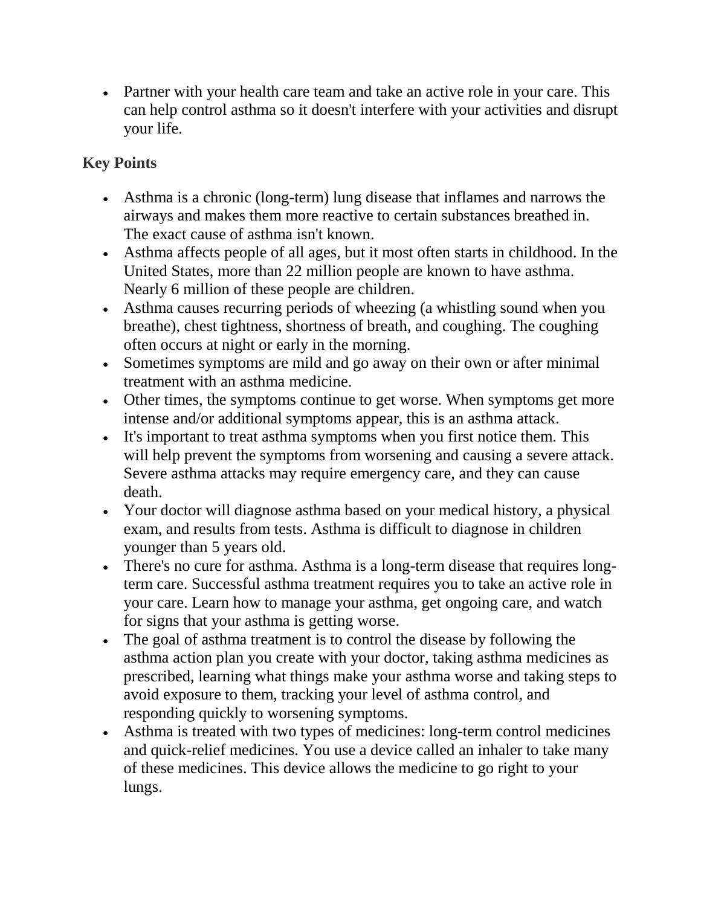- Partner with your health care team and take an active role in your care. This can help control asthma so it doesn't interfere with your activities and disrupt your life.

**Key Points**

- Asthma is a chronic (long-term) lung disease that inflames and narrows the airways and makes them more reactive to certain substances breathed in. The exact cause of asthma isn't known.
- Asthma affects people of all ages, but it most often starts in childhood. In the United States, more than 22 million people are known to have asthma. Nearly 6 million of these people are children.
- Asthma causes recurring periods of wheezing (a whistling sound when you breathe), chest tightness, shortness of breath, and coughing. The coughing often occurs at night or early in the morning.
- Sometimes symptoms are mild and go away on their own or after minimal treatment with an asthma medicine.
- Other times, the symptoms continue to get worse. When symptoms get more intense and/or additional symptoms appear, this is an asthma attack.
- It's important to treat asthma symptoms when you first notice them. This will help prevent the symptoms from worsening and causing a severe attack. Severe asthma attacks may require emergency care, and they can cause death.
- Your doctor will diagnose asthma based on your medical history, a physical exam, and results from tests. Asthma is difficult to diagnose in children younger than 5 years old.
- There's no cure for asthma. Asthma is a long-term disease that requires long-term care. Successful asthma treatment requires you to take an active role in your care. Learn how to manage your asthma, get ongoing care, and watch for signs that your asthma is getting worse.
- The goal of asthma treatment is to control the disease by following the asthma action plan you create with your doctor, taking asthma medicines as prescribed, learning what things make your asthma worse and taking steps to avoid exposure to them, tracking your level of asthma control, and responding quickly to worsening symptoms.
- Asthma is treated with two types of medicines: long-term control medicines and quick-relief medicines. You use a device called an inhaler to take many of these medicines. This device allows the medicine to go right to your lungs.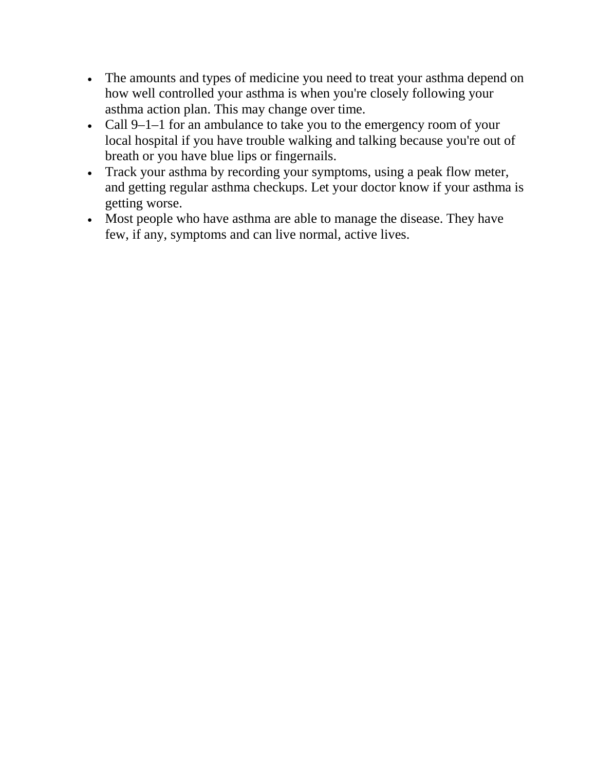- The amounts and types of medicine you need to treat your asthma depend on how well controlled your asthma is when you're closely following your asthma action plan. This may change over time.
- Call 9–1–1 for an ambulance to take you to the emergency room of your local hospital if you have trouble walking and talking because you're out of breath or you have blue lips or fingernails.
- Track your asthma by recording your symptoms, using a peak flow meter, and getting regular asthma checkups. Let your doctor know if your asthma is getting worse.
- Most people who have asthma are able to manage the disease. They have few, if any, symptoms and can live normal, active lives.